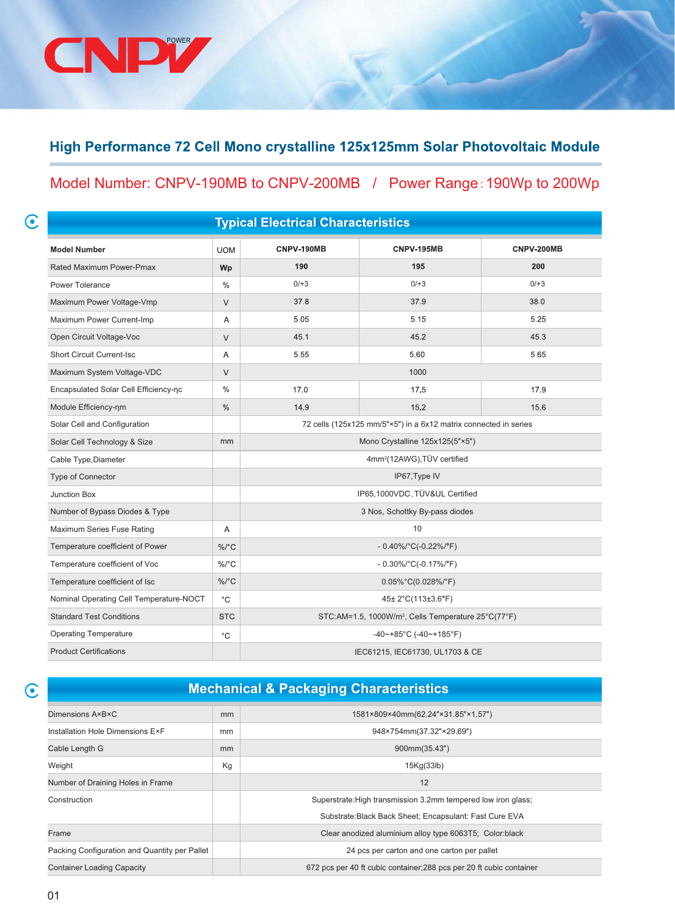CNPV POWER

## High Performance 72 Cell Mono crystalline 125x125mm Solar Photovoltaic Module

### Model Number: CNPV-190MB to CNPV-200MB / Power Range : 190Wp to 200Wp

### Typical Electrical Characteristics

| Model Number | UOM | CNPV-190MB | CNPV-195MB | CNPV-200MB |
|---|---|---|---|---|
| Rated Maximum Power-Pmax | Wp | 190 | 195 | 200 |
| Power Tolerance | % | 0/+3 | 0/+3 | 0/+3 |
| Maximum Power Voltage-Vmp | V | 37.8 | 37.9 | 38.0 |
| Maximum Power Current-Imp | A | 5.05 | 5.15 | 5.25 |
| Open Circuit Voltage-Voc | V | 45.1 | 45.2 | 45.3 |
| Short Circuit Current-Isc | A | 5.55 | 5.60 | 5.65 |
| Maximum System Voltage-VDC | V | 1000 | | |
| Encapsulated Solar Cell Efficiency-ηc | % | 17.0 | 17.5 | 17.9 |
| Module Efficiency-ηm | % | 14.9 | 15.2 | 15.6 |
| Solar Cell and Configuration | | 72 cells (125x125 mm/5"×5") in a 6x12 matrix connected in series | | |
| Solar Cell Technology & Size | mm | Mono Crystalline 125x125(5"×5") | | |
| Cable Type,Diameter | | 4mm²(12AWG),TÜV certified | | |
| Type of Connector | | IP67,Type IV | | |
| Junction Box | | IP65,1000VDC, TÜV&UL Certified | | |
| Number of Bypass Diodes & Type | | 3 Nos, Schottky By-pass diodes | | |
| Maximum Series Fuse Rating | A | 10 | | |
| Temperature coefficient of Power | %/°C | - 0.40%/°C(-0.22%/°F) | | |
| Temperature coefficient of Voc | %/°C | - 0.30%/°C(-0.17%/°F) | | |
| Temperature coefficient of Isc | %/°C | 0.05%°C(0.028%/°F) | | |
| Nominal Operating Cell Temperature-NOCT | °C | 45± 2°C(113±3.6°F) | | |
| Standard Test Conditions | STC | STC:AM=1.5, 1000W/m², Cells Temperature 25°C(77°F) | | |
| Operating Temperature | °C | -40~+85°C (-40~+185°F) | | |
| Product Certifications | | IEC61215, IEC61730, UL1703 & CE | | |

### Mechanical & Packaging Characteristics

| Item | UOM | Value |
|---|---|---|
| Dimensions A×B×C | mm | 1581×809×40mm(62.24"×31.85"×1.57") |
| Installation Hole Dimensions E×F | mm | 948×754mm(37.32"×29.69") |
| Cable Length G | mm | 900mm(35.43") |
| Weight | Kg | 15Kg(33lb) |
| Number of Draining Holes in Frame | | 12 |
| Construction | | Superstrate:High transmission 3.2mm tempered low iron glass; Substrate:Black Back Sheet; Encapsulant: Fast Cure EVA |
| Frame | | Clear anodized aluminium alloy type 6063T5; Color:black |
| Packing Configuration and Quantity per Pallet | | 24 pcs per carton and one carton per pallet |
| Container Loading Capacity | | 672 pcs per 40 ft cubic container;288 pcs per 20 ft cubic container |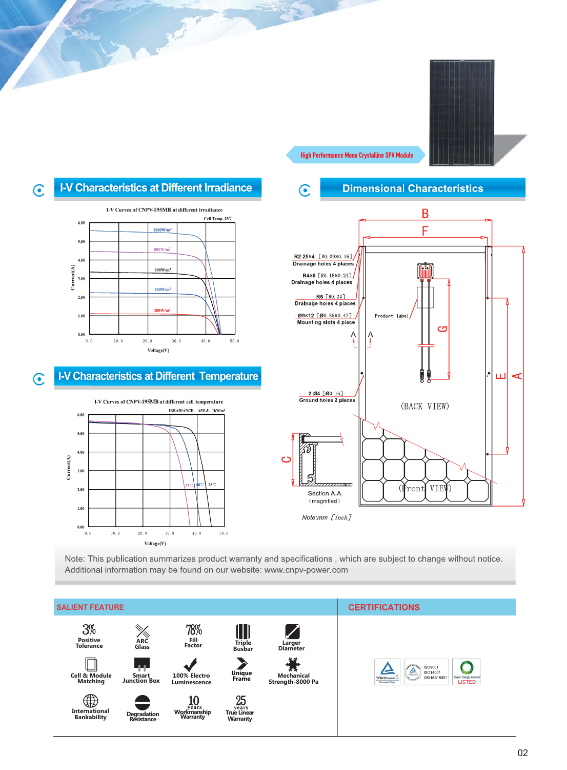High Performance Mono Crystalline SPV Module

## I-V Characteristics at Different Irradiance

I-V Curves of CNPV-195MB at different irradiance

Cell Temp. 25℃

1000W/m²
800W/m²
600W/m²
400W/m²
200W/m²

Current(A)
6.00
5.00
4.00
3.00
2.00
1.00
0.00

0.0 10.0 20.0 30.0 40.0 50.0

Voltage(V)

## I-V Characteristics at Different Temperature

I-V Curves of CNPV-195MB at different cell temperature

IRRADIANCE: AM1.5, 1kW/m²

75℃ 50℃ 25℃

Current(A)
6.00
5.00
4.00
3.00
2.00
1.00
0.00

0.0 10.0 20.0 30.0 40.0 50.0

Voltage(V)

## Dimensional Characteristics

B
F
G
E
A
C

R2.25×4 [R0.09×0.16]
Drainage holes 4 places

R4×6 [R0.16×0.24]
Drainage holes 4 places

R6 [R0.24]
Drainage holes 4 places

Ø9×12 [Ø0.35×0.47]
Mounting slots 4 place

Product label

A A

2-Ø4 [Ø0.16]
Ground holes 2 places

(BACK VIEW)

(Front VIEW)

Section A-A
(magnified)

Note:mm [inch]

Note: This publication summarizes product warranty and specifications , which are subject to change without notice.
Additional information may be found on our website: www.cnpv-power.com

## SALIENT FEATURE

- 3% Positive Tolerance
- ARC Glass
- 78% Fill Factor
- Triple Busbar
- Larger Diameter
- Cell & Module Matching
- Smart Junction Box
- 100% Electro Luminescence
- Unique Frame
- Mechanical Strength-8000 Pa
- International Bankability
- Degradation Resistance
- 10 years Workmanship Warranty
- 25 years True Linear Warranty

## CERTIFICATIONS

TÜVRheinland
ISO9001
ISO14001
OSHAS18001
Clean Energy Council LISTED